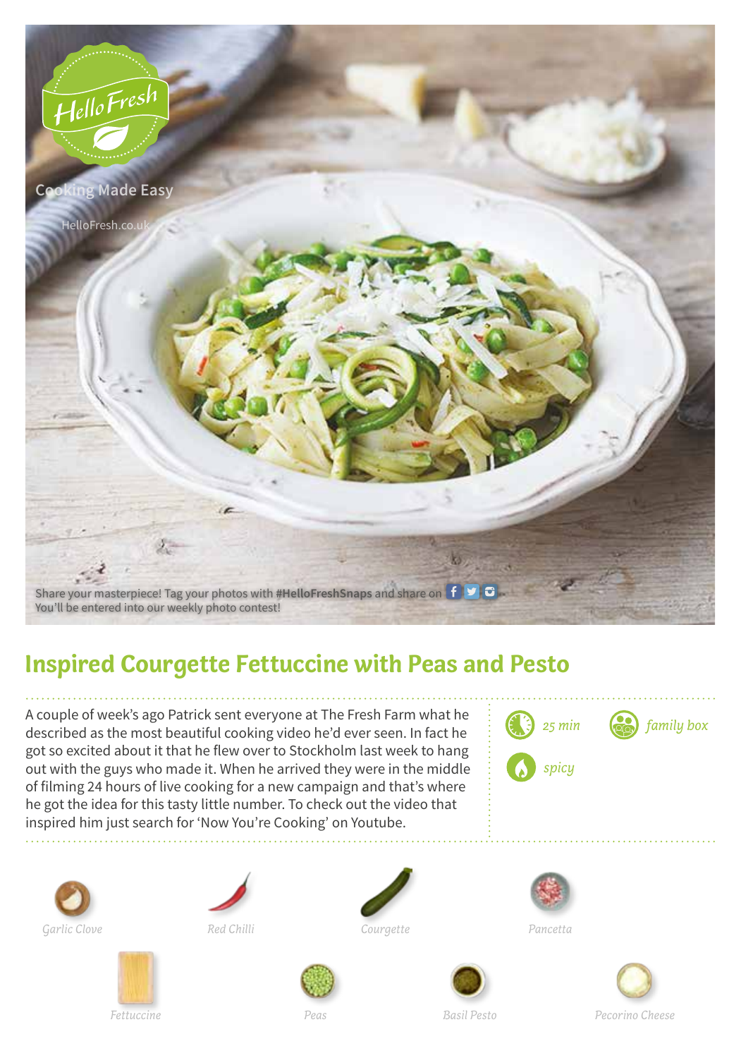HelloFresh

Cooking Made Easy

HelloFresh.co.uk

Share your masterpiece! Tag your photos with **#HelloFreshSnaps** and share on

You'll be entered into our weekly photo contest!

# Inspired Courgette Fettuccine with Peas and Pesto

A couple of week's ago Patrick sent everyone at The Fresh Farm what he described as the most beautiful cooking video he'd ever seen. In fact he got so excited about it that he flew over to Stockholm last week to hang out with the guys who made it. When he arrived they were in the middle of filming 24 hours of live cooking for a new campaign and that's where he got the idea for this tasty little number. To check out the video that inspired him just search for 'Now You're Cooking' on Youtube.

*25 min*

*family box*

*spicy*

*Garlic Clove*

*Red Chilli*

*Courgette*

*Pancetta*

*Fettuccine*

*Peas*

*Basil Pesto*

*Pecorino Cheese*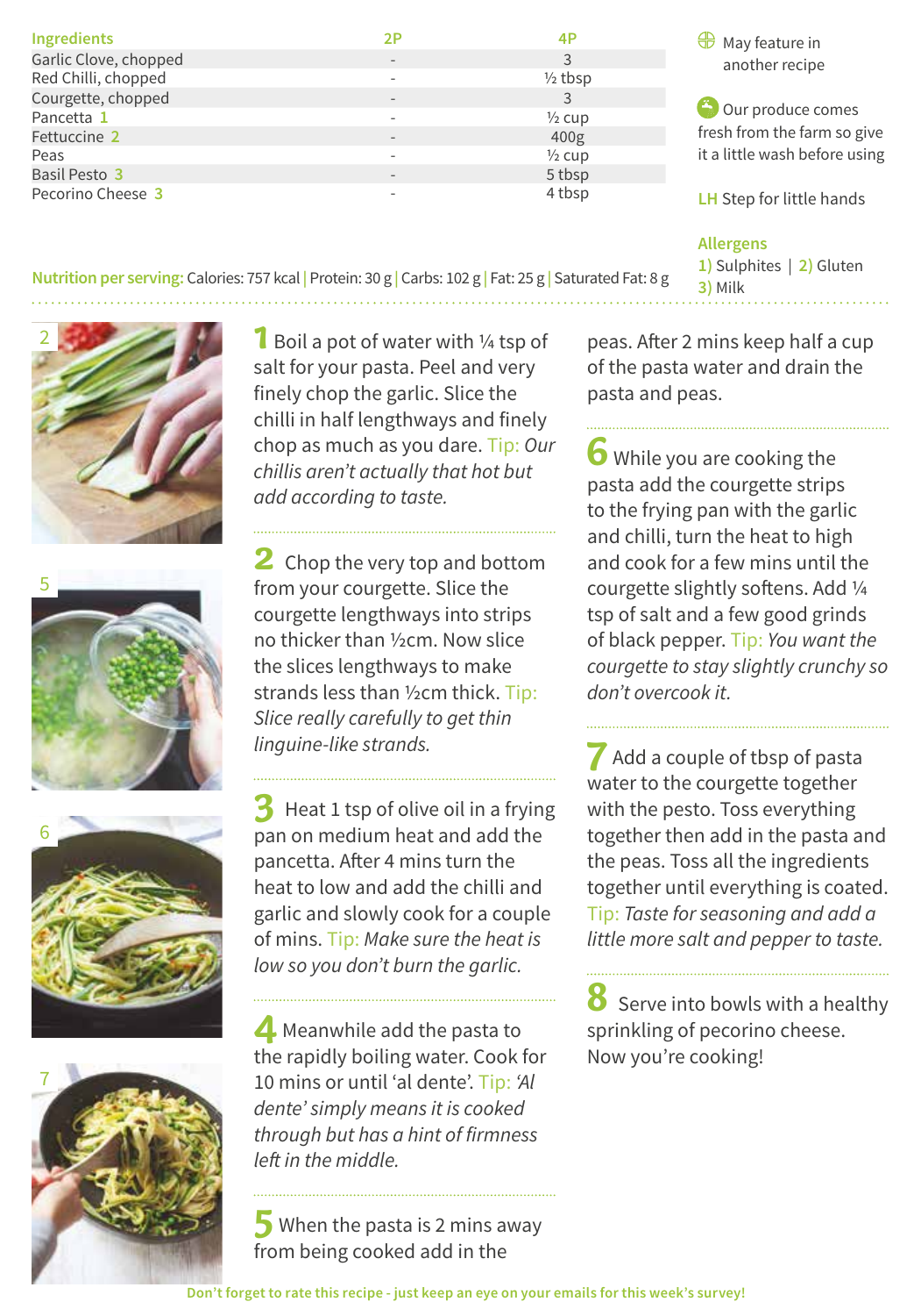| Ingredients | 2P | 4P |
|---|---|---|
| Garlic Clove, chopped | - | 3 |
| Red Chilli, chopped | - | ½ tbsp |
| Courgette, chopped | - | 3 |
| Pancetta 1 | - | ½ cup |
| Fettuccine 2 | - | 400g |
| Peas | - | ½ cup |
| Basil Pesto 3 | - | 5 tbsp |
| Pecorino Cheese 3 | - | 4 tbsp |

May feature in another recipe

Our produce comes fresh from the farm so give it a little wash before using

**LH** Step for little hands

**Allergens**
1) Sulphites | 2) Gluten
3) Milk

**Nutrition per serving:** Calories: 757 kcal | Protein: 30 g | Carbs: 102 g | Fat: 25 g | Saturated Fat: 8 g

2

5

6

7

**1** Boil a pot of water with ¼ tsp of salt for your pasta. Peel and very finely chop the garlic. Slice the chilli in half lengthways and finely chop as much as you dare. Tip: *Our chillis aren't actually that hot but add according to taste.*

**2** Chop the very top and bottom from your courgette. Slice the courgette lengthways into strips no thicker than ½cm. Now slice the slices lengthways to make strands less than ½cm thick. Tip: *Slice really carefully to get thin linguine-like strands.*

**3** Heat 1 tsp of olive oil in a frying pan on medium heat and add the pancetta. After 4 mins turn the heat to low and add the chilli and garlic and slowly cook for a couple of mins. Tip: *Make sure the heat is low so you don't burn the garlic.*

**4** Meanwhile add the pasta to the rapidly boiling water. Cook for 10 mins or until 'al dente'. Tip: *'Al dente' simply means it is cooked through but has a hint of firmness left in the middle.*

**5** When the pasta is 2 mins away from being cooked add in the peas. After 2 mins keep half a cup of the pasta water and drain the pasta and peas.

**6** While you are cooking the pasta add the courgette strips to the frying pan with the garlic and chilli, turn the heat to high and cook for a few mins until the courgette slightly softens. Add ¼ tsp of salt and a few good grinds of black pepper. Tip: *You want the courgette to stay slightly crunchy so don't overcook it.*

**7** Add a couple of tbsp of pasta water to the courgette together with the pesto. Toss everything together then add in the pasta and the peas. Toss all the ingredients together until everything is coated. Tip: *Taste for seasoning and add a little more salt and pepper to taste.*

**8** Serve into bowls with a healthy sprinkling of pecorino cheese. Now you're cooking!

Don't forget to rate this recipe - just keep an eye on your emails for this week's survey!